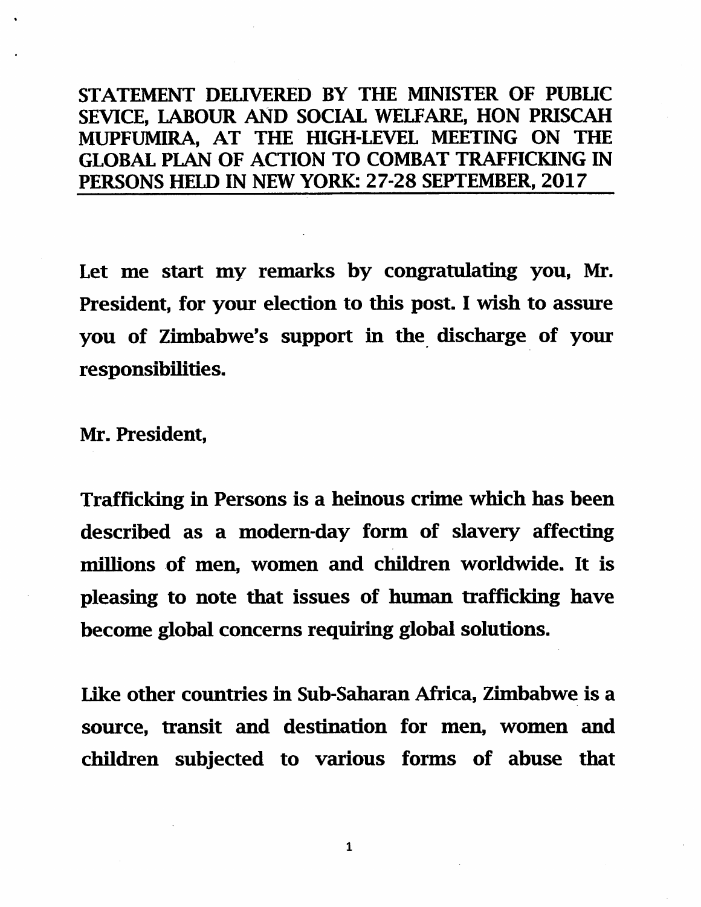# STATEMENT DELIVERED BY THE MINISTER OF PUBLIC SEVICE, LABOUR AND SOCIAL WELFARE, HON PRISCAH MUPFUMIRA, AT THE HIGH-LEVEL MEETING ON THE GLOBAL PLAN OF ACTION TO COMBAT TRAFFICKING IN PERSONS HELD IN NEW YORK: 27-28 SEPTEMBER, 2017

Let me start my remarks by congratulating you, Mr. President, for your election to this post. I wish to assure you of Zimbabwe's support in the discharge of your responsibilities.

Mr. President,

Trafficking in Persons is a heinous crime which has been described as a modern-day form of slavery affecting millions of men, women and children worldwide. It is pleasing to note that issues of human trafficking have become global concerns requiring global solutions.

Like other countries in Sub-Saharan Africa, Zimbabwe is a source, transit and destination for men, women and children subjected to various forms of abuse that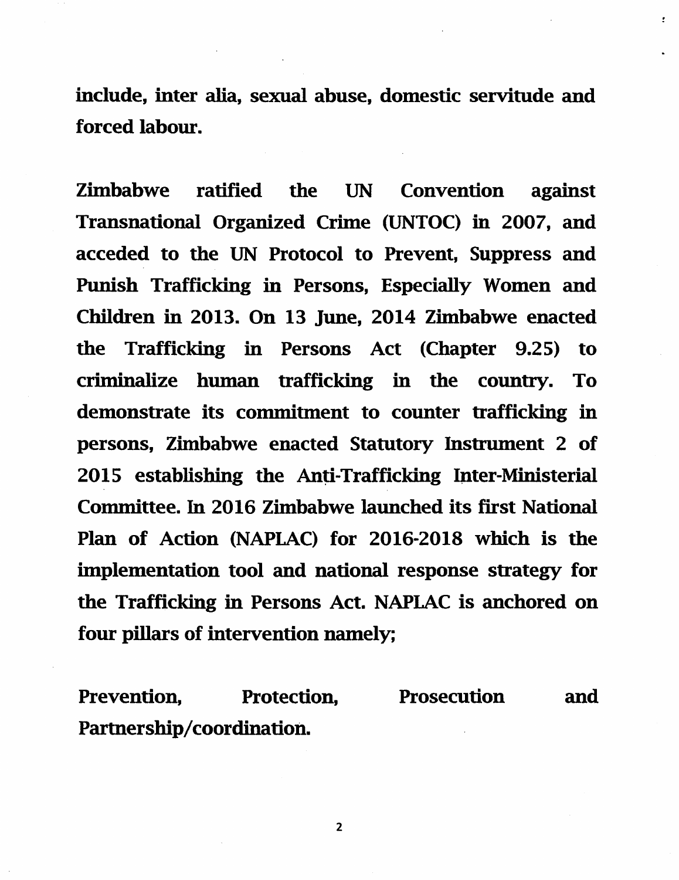include, inter alia, sexual abuse, domestic servitude and forced labour.

Zimbabwe ratified the UN Convention against Transnational Organized Crime (UNTOC) in 2007, and acceded to the UN Protocol to Prevent, Suppress and Punish Trafficking in Persons, Especially Women and Children in 2013. On 13 June, 2014 Zimbabwe enacted the Trafficking in Persons Act (Chapter 9.25) to criminalize human trafficking in the country. To demonstrate its commitment to counter trafficking in persons, Zimbabwe enacted Statutory Instrument 2 of 2015 establishing the Anti-Trafficking Inter-Ministerial Committee. In 2016 Zimbabwe launched its first National Plan of Action (NAPLAC) for 2016-2018 which is the implementation tool and national response strategy for the Trafficking in Persons Act. NAPLAC is anchored on four pillars of intervention namely;

Prevention, Protection, Prosecution and Partnership/coordination.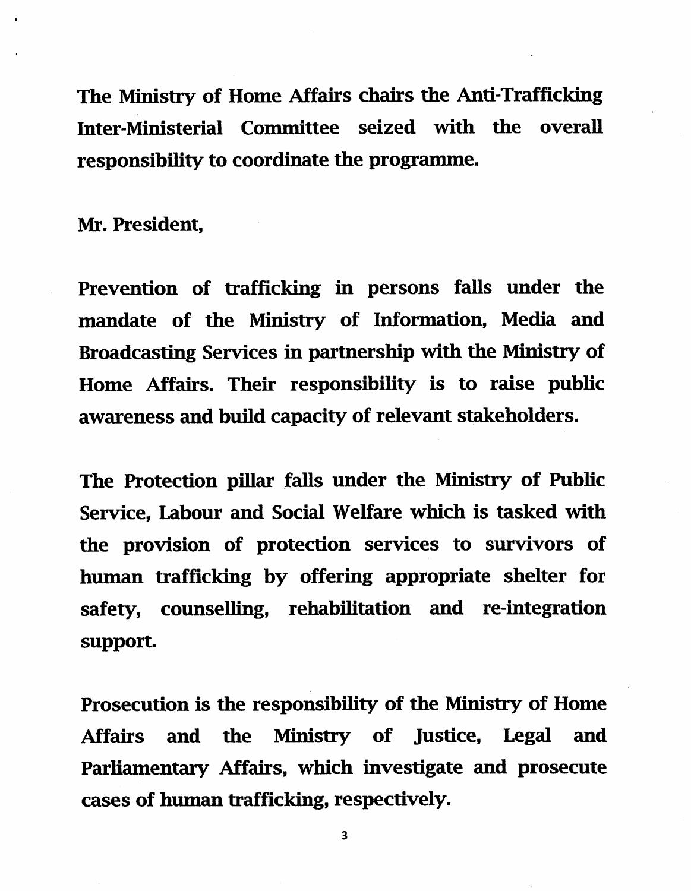**The Ministry of Home Affairs chairs the Anti-Trafficking Inter-Ministerial Committee seized with the overall responsibility to coordinate the programme.**

**Mr. President,**

**Prevention of trafficking in persons falls under the mandate of the Ministry of Information, Media and Broadcasting Services in partnership with the Ministry of Home Affairs. Their responsibility is to raise public awareness and build capacity of relevant stakeholders.**

**The Protection pillar falls under the Ministry of Public Service, Labour and Social Welfare which is tasked with the provision of protection services to survivors of human trafficking by offering appropriate shelter for safety, counselling, rehabilitation and re-integration support.**

**Prosecution is the responsibility of the Ministry of Home Affairs and the Ministry of Justice, Legal and Parliamentary Affairs, which investigate and prosecute cases of human trafficking, respectively.**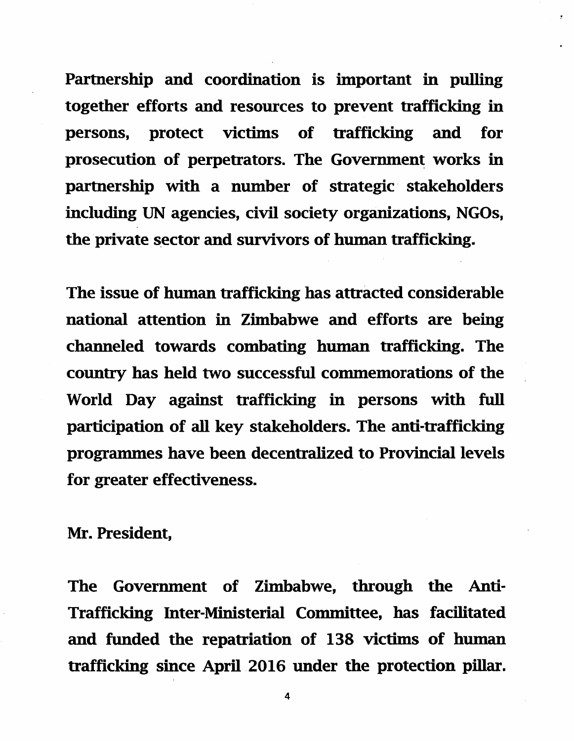**Partnership and coordination is important in pulling together efforts and resources to prevent trafficking in persons, protect victims of trafficking and for prosecution of perpetrators. The Government works in partnership with a number of strategic stakeholders including UN agencies, civil society organizations, NGOs, the private sector and survivors of human trafficking.**

**The issue of human trafficking has attracted considerable national attention in Zimbabwe and efforts are being channeled towards combating human trafficking. The country has held two successful commemorations of the World Day against trafficking in persons with full participation of all key stakeholders. The anti-trafficking programmes have been decentralized to Provincial levels for greater effectiveness.**

**Mr. President,**

**The Government of Zimbabwe, through the Anti-Trafficking Inter-Ministerial Committee, has facilitated and funded the repatriation of 138 victims of human trafficking since April 2016 under the protection pillar.**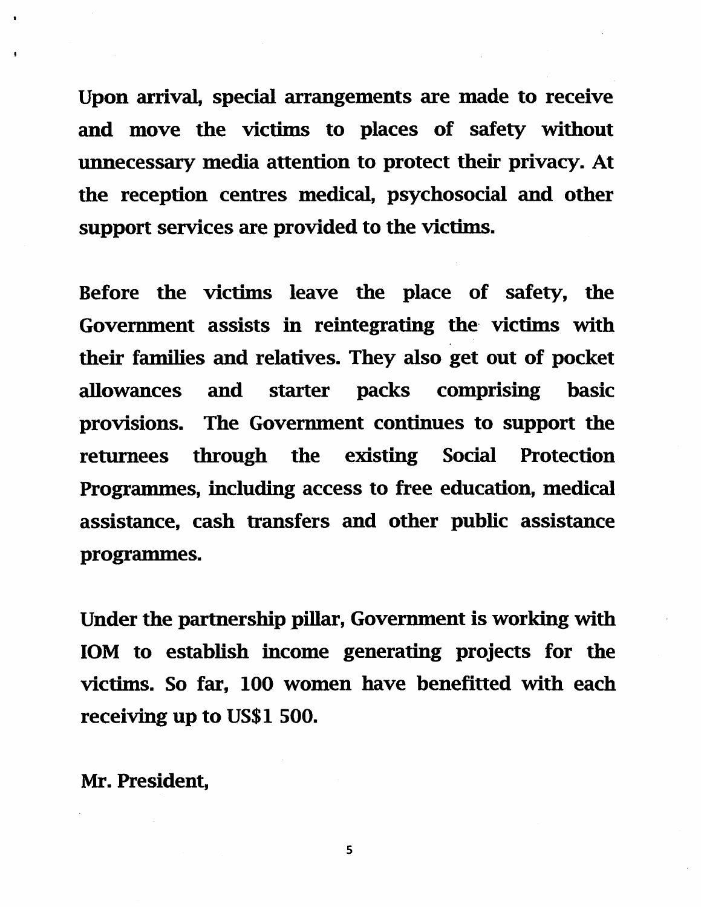**Upon arrival, special arrangements are made to receive and move the victims to places of safety without unnecessary media attention to protect their privacy. At the reception centres medical, psychosocial and other support services are provided to the victims.**

**Before the victims leave the place of safety, the Government assists in reintegrating the victims with their families and relatives. They also get out of pocket allowances and starter packs comprising basic provisions. The Government continues to support the returnees through the existing Social Protection Programmes, including access to free education, medical assistance, cash transfers and other public assistance programmes.**

**Under the partnership pillar, Government is working with IOM to establish income generating projects for the victims. So far, 100 women have benefitted with each receiving up to US$1 500.**

**Mr. President,**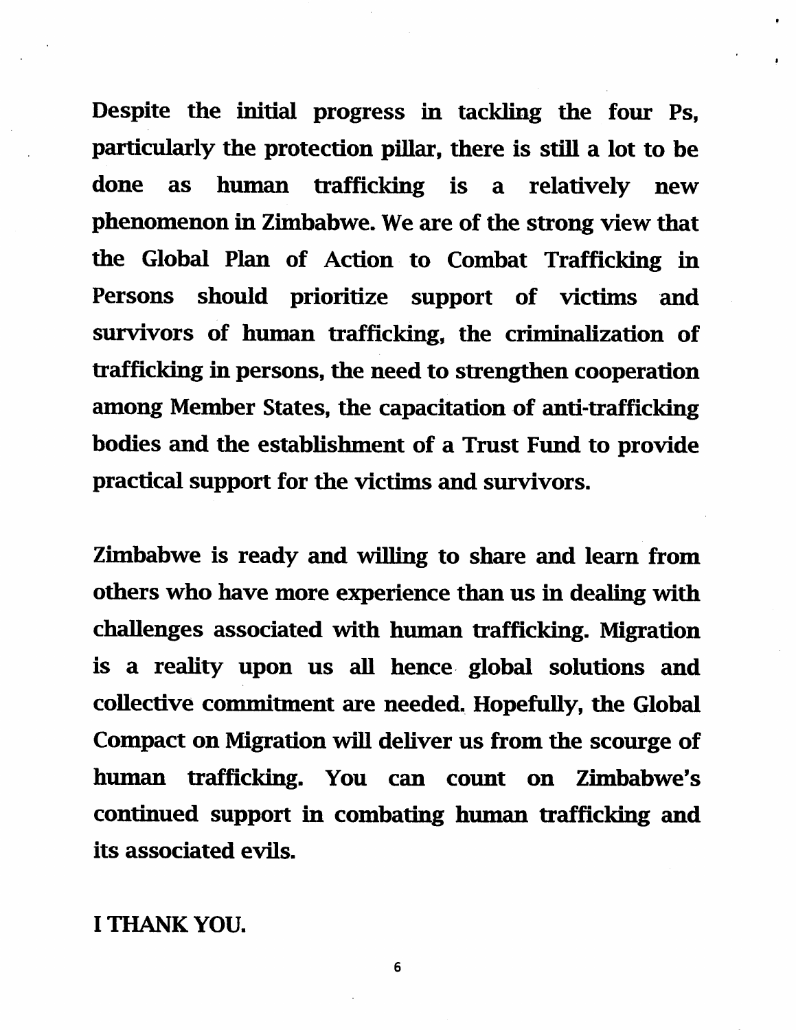**Despite the initial progress in tackling the four Ps, particularly the protection pillar, there is still a lot to be done as human trafficking is a relatively new phenomenon in Zimbabwe. We are of the strong view that the Global Plan of Action to Combat Trafficking in Persons should prioritize support of victims and survivors of human trafficking, the criminalization of trafficking in persons, the need to strengthen cooperation among Member States, the capacitation of anti-trafficking bodies and the establishment of a Trust Fund to provide practical support for the victims and survivors.**

**Zimbabwe is ready and willing to share and learn from others who have more experience than us in dealing with challenges associated with human trafficking. Migration is a reality upon us all hence global solutions and collective commitment are needed. Hopefully, the Global Compact on Migration will deliver us from the scourge of human trafficking. You can count on Zimbabwe's continued support in combating human trafficking and its associated evils.**

**I THANK YOU.**